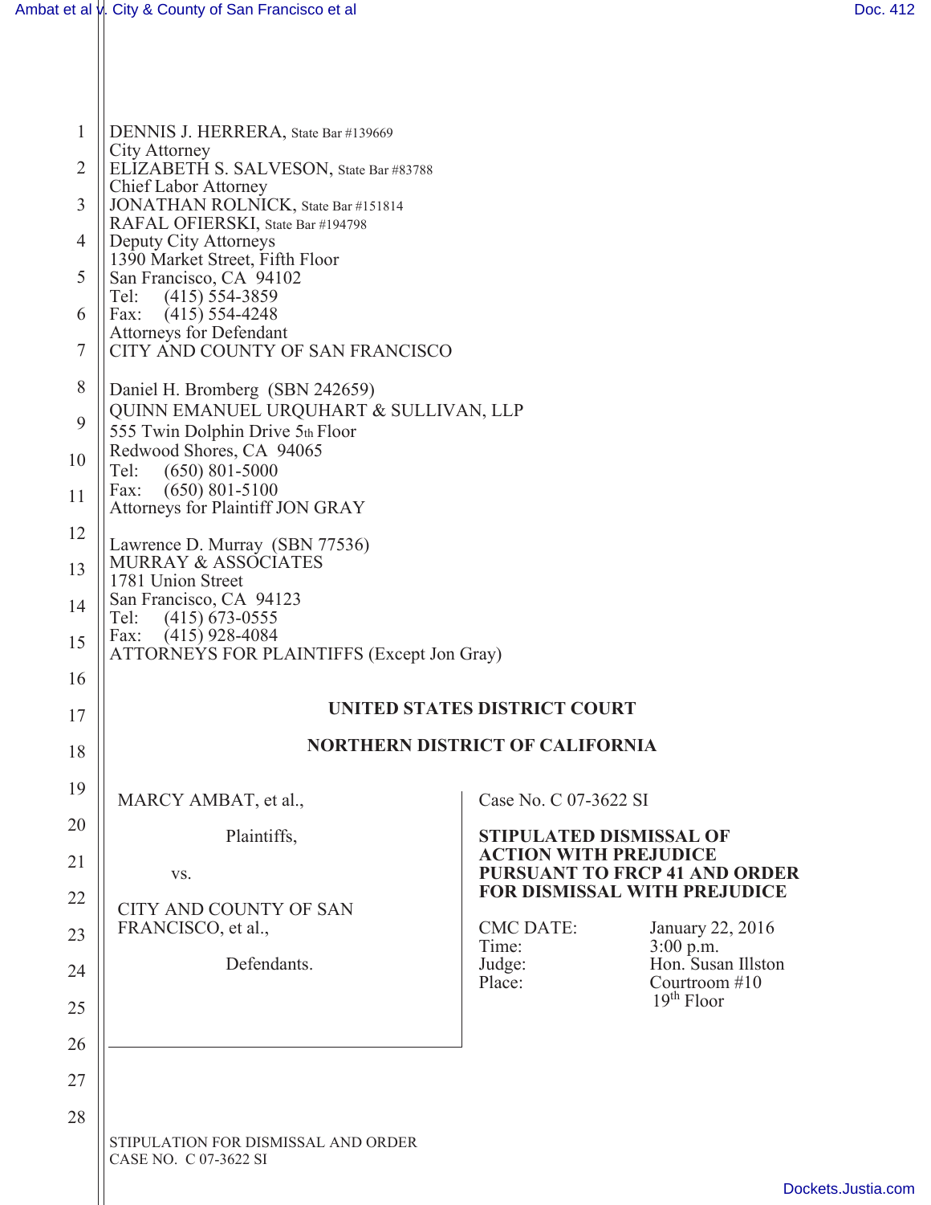DENNIS J. HERRERA, State Bar #139669
City Attorney
ELIZABETH S. SALVESON, State Bar #83788
Chief Labor Attorney
JONATHAN ROLNICK, State Bar #151814
RAFAL OFIERSKI, State Bar #194798
Deputy City Attorneys
1390 Market Street, Fifth Floor
San Francisco, CA 94102
Tel: (415) 554-3859
Fax: (415) 554-4248
Attorneys for Defendant
CITY AND COUNTY OF SAN FRANCISCO

Daniel H. Bromberg (SBN 242659)
QUINN EMANUEL URQUHART & SULLIVAN, LLP
555 Twin Dolphin Drive 5th Floor
Redwood Shores, CA 94065
Tel: (650) 801-5000
Fax: (650) 801-5100
Attorneys for Plaintiff JON GRAY

Lawrence D. Murray (SBN 77536)
MURRAY & ASSOCIATES
1781 Union Street
San Francisco, CA 94123
Tel: (415) 673-0555
Fax: (415) 928-4084
ATTORNEYS FOR PLAINTIFFS (Except Jon Gray)

**UNITED STATES DISTRICT COURT**

**NORTHERN DISTRICT OF CALIFORNIA**

MARCY AMBAT, et al.,

Plaintiffs,

vs.

CITY AND COUNTY OF SAN FRANCISCO, et al.,

Defendants.

Case No. C 07-3622 SI

**STIPULATED DISMISSAL OF ACTION WITH PREJUDICE PURSUANT TO FRCP 41 AND ORDER FOR DISMISSAL WITH PREJUDICE**

CMC DATE: January 22, 2016
Time: 3:00 p.m.
Judge: Hon. Susan Illston
Place: Courtroom #10, 19th Floor

STIPULATION FOR DISMISSAL AND ORDER
CASE NO. C 07-3622 SI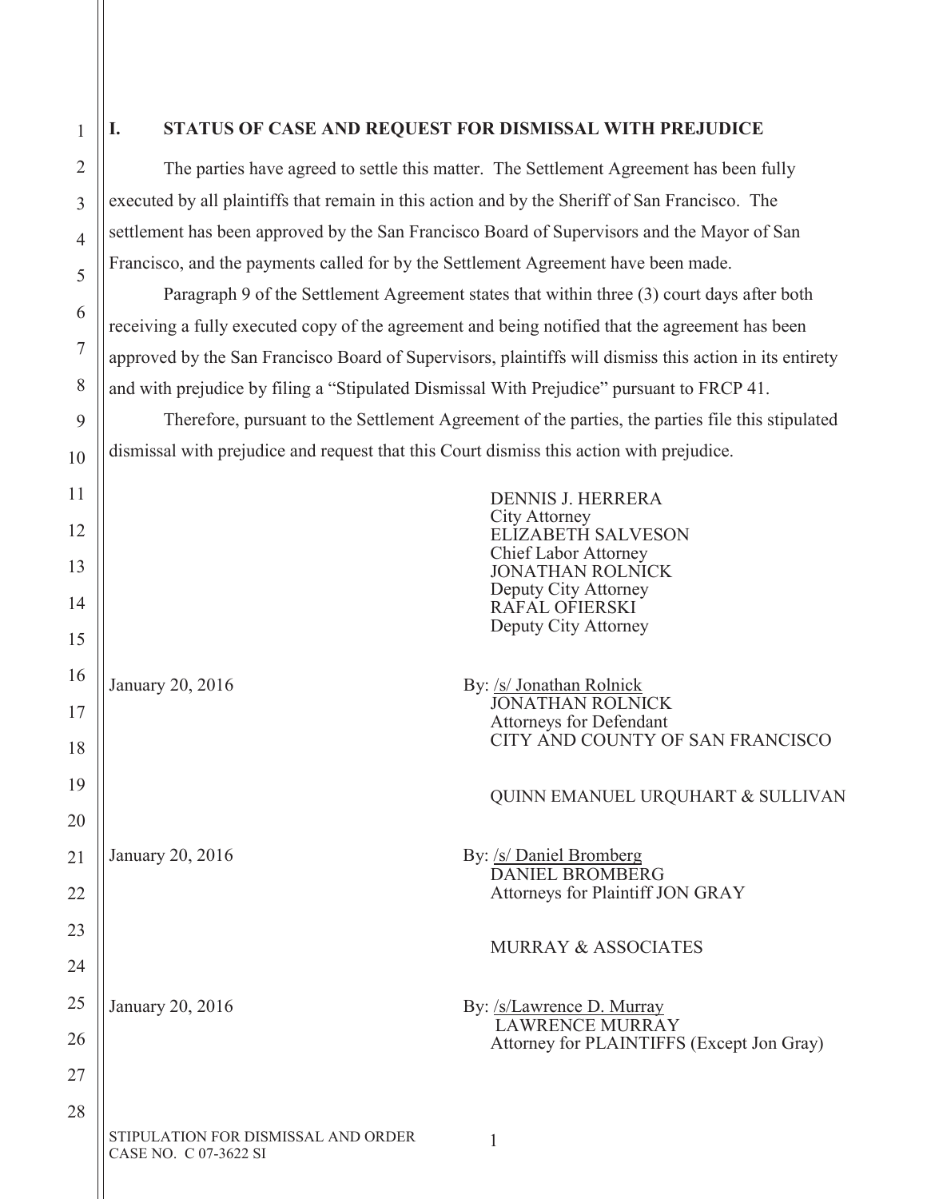## I. STATUS OF CASE AND REQUEST FOR DISMISSAL WITH PREJUDICE

The parties have agreed to settle this matter. The Settlement Agreement has been fully executed by all plaintiffs that remain in this action and by the Sheriff of San Francisco. The settlement has been approved by the San Francisco Board of Supervisors and the Mayor of San Francisco, and the payments called for by the Settlement Agreement have been made.

Paragraph 9 of the Settlement Agreement states that within three (3) court days after both receiving a fully executed copy of the agreement and being notified that the agreement has been approved by the San Francisco Board of Supervisors, plaintiffs will dismiss this action in its entirety and with prejudice by filing a "Stipulated Dismissal With Prejudice" pursuant to FRCP 41.

Therefore, pursuant to the Settlement Agreement of the parties, the parties file this stipulated dismissal with prejudice and request that this Court dismiss this action with prejudice.

DENNIS J. HERRERA
City Attorney
ELIZABETH SALVESON
Chief Labor Attorney
JONATHAN ROLNICK
Deputy City Attorney
RAFAL OFIERSKI
Deputy City Attorney

January 20, 2016

By: /s/ Jonathan Rolnick
JONATHAN ROLNICK
Attorneys for Defendant
CITY AND COUNTY OF SAN FRANCISCO

QUINN EMANUEL URQUHART & SULLIVAN

January 20, 2016

By: /s/ Daniel Bromberg
DANIEL BROMBERG
Attorneys for Plaintiff JON GRAY

MURRAY & ASSOCIATES

January 20, 2016

By: /s/Lawrence D. Murray
LAWRENCE MURRAY
Attorney for PLAINTIFFS (Except Jon Gray)

STIPULATION FOR DISMISSAL AND ORDER
CASE NO. C 07-3622 SI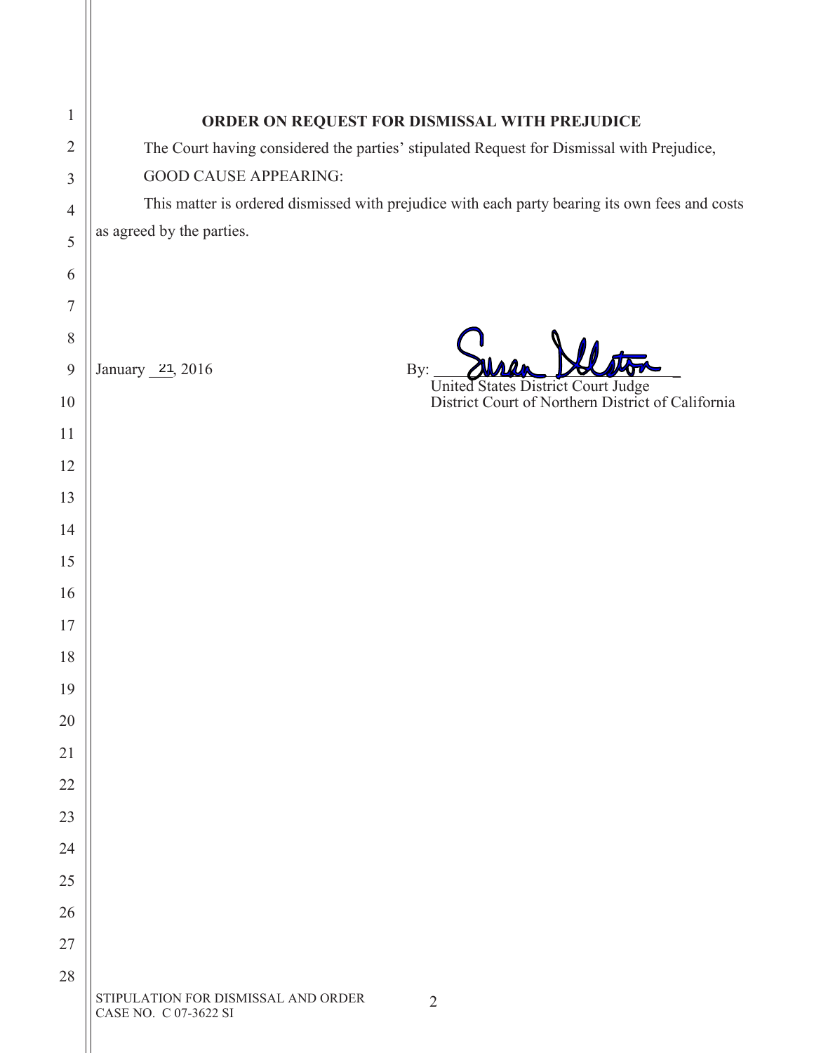**ORDER ON REQUEST FOR DISMISSAL WITH PREJUDICE**

The Court having considered the parties' stipulated Request for Dismissal with Prejudice,

GOOD CAUSE APPEARING:

This matter is ordered dismissed with prejudice with each party bearing its own fees and costs as agreed by the parties.

January 21, 2016

By: ______________________________

United States District Court Judge
District Court of Northern District of California

STIPULATION FOR DISMISSAL AND ORDER
CASE NO. C 07-3622 SI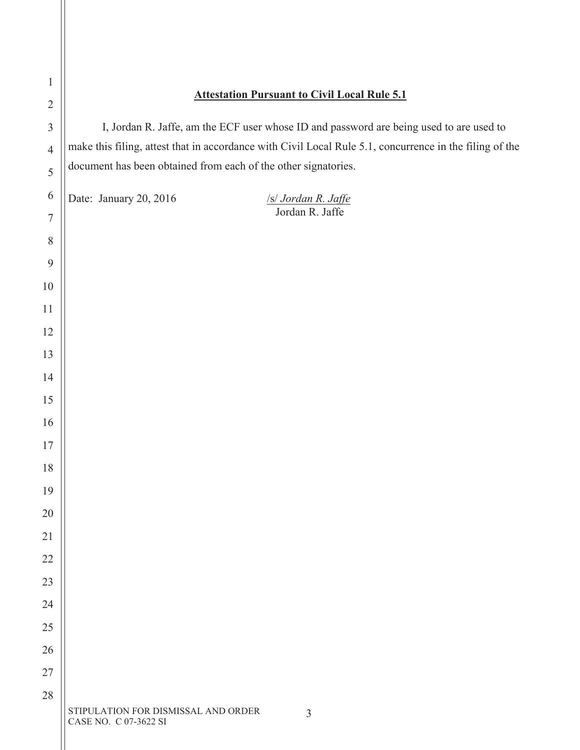**Attestation Pursuant to Civil Local Rule 5.1**

I, Jordan R. Jaffe, am the ECF user whose ID and password are being used to are used to make this filing, attest that in accordance with Civil Local Rule 5.1, concurrence in the filing of the document has been obtained from each of the other signatories.

Date: January 20, 2016

/s/ *Jordan R. Jaffe*
Jordan R. Jaffe

STIPULATION FOR DISMISSAL AND ORDER
CASE NO. C 07-3622 SI